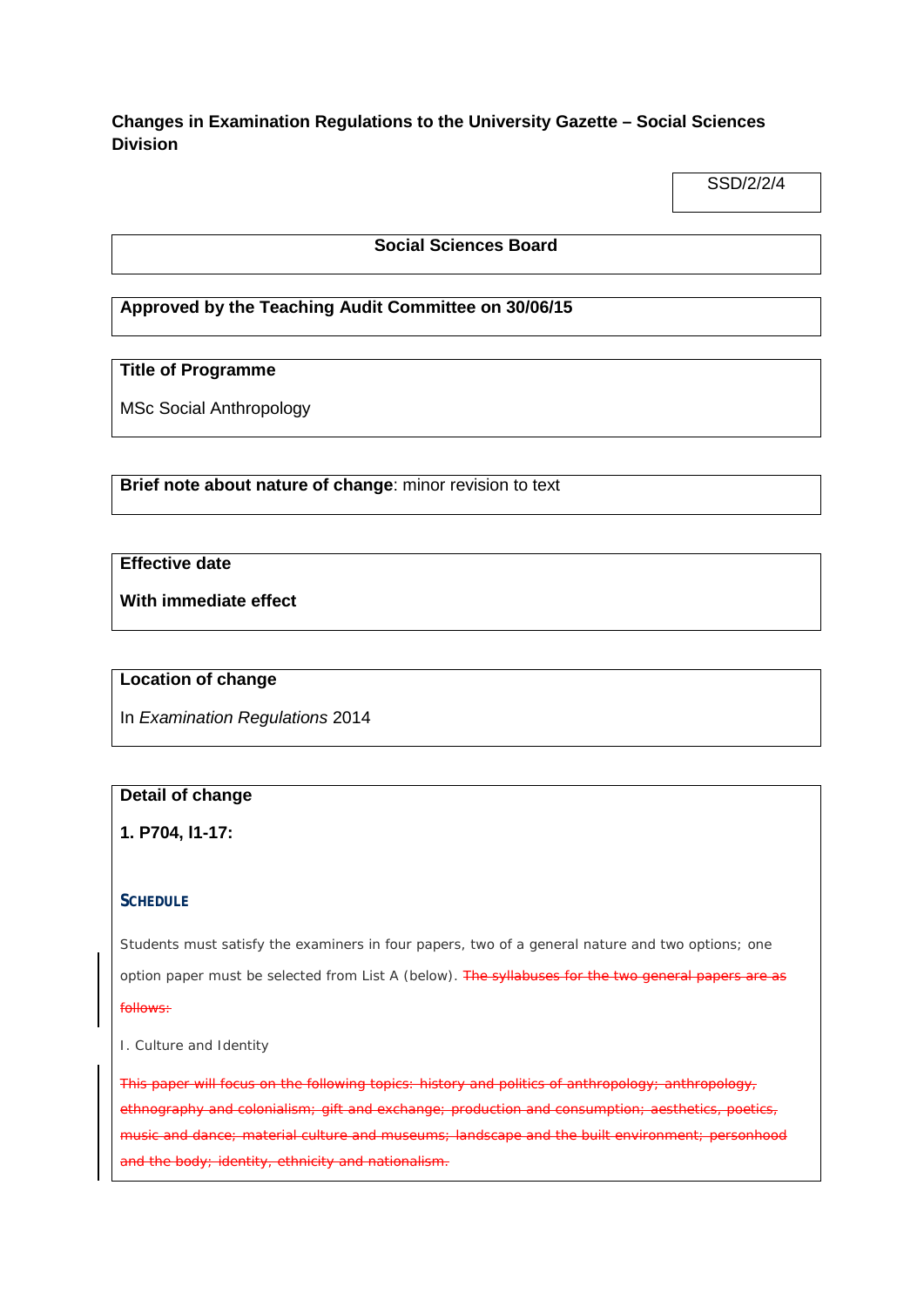**Changes in Examination Regulations to the University Gazette – Social Sciences Division**

SSD/2/2/4

**Social Sciences Board**

**Approved by the Teaching Audit Committee on 30/06/15**

**Title of Programme**

MSc Social Anthropology

**Brief note about nature of change**: minor revision to text

**Effective date**

**With immediate effect**

**Location of change**

In *Examination Regulations* 2014

**Detail of change**

**1. P704, l1-17:**

**SCHEDULE**

Students must satisfy the examiners in four papers, two of a general nature and two options; one option paper must be selected from List A (below). ~~The syllabuses for the two general papers are as follows:~~

I. Culture and Identity

~~This paper will focus on the following topics: history and politics of anthropology; anthropology, ethnography and colonialism; gift and exchange; production and consumption; aesthetics, poetics, music and dance; material culture and museums; landscape and the built environment; personhood and the body; identity, ethnicity and nationalism.~~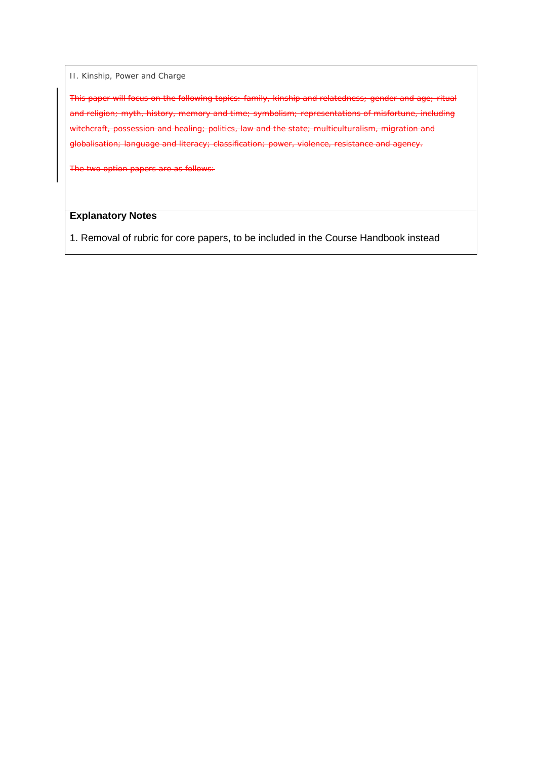II. Kinship, Power and Charge

~~This paper will focus on the following topics: family, kinship and relatedness; gender and age; ritual and religion; myth, history, memory and time; symbolism; representations of misfortune, including witchcraft, possession and healing; politics, law and the state; multiculturalism, migration and globalisation; language and literacy; classification; power, violence, resistance and agency.~~

~~The two option papers are as follows:~~

**Explanatory Notes**

1. Removal of rubric for core papers, to be included in the Course Handbook instead